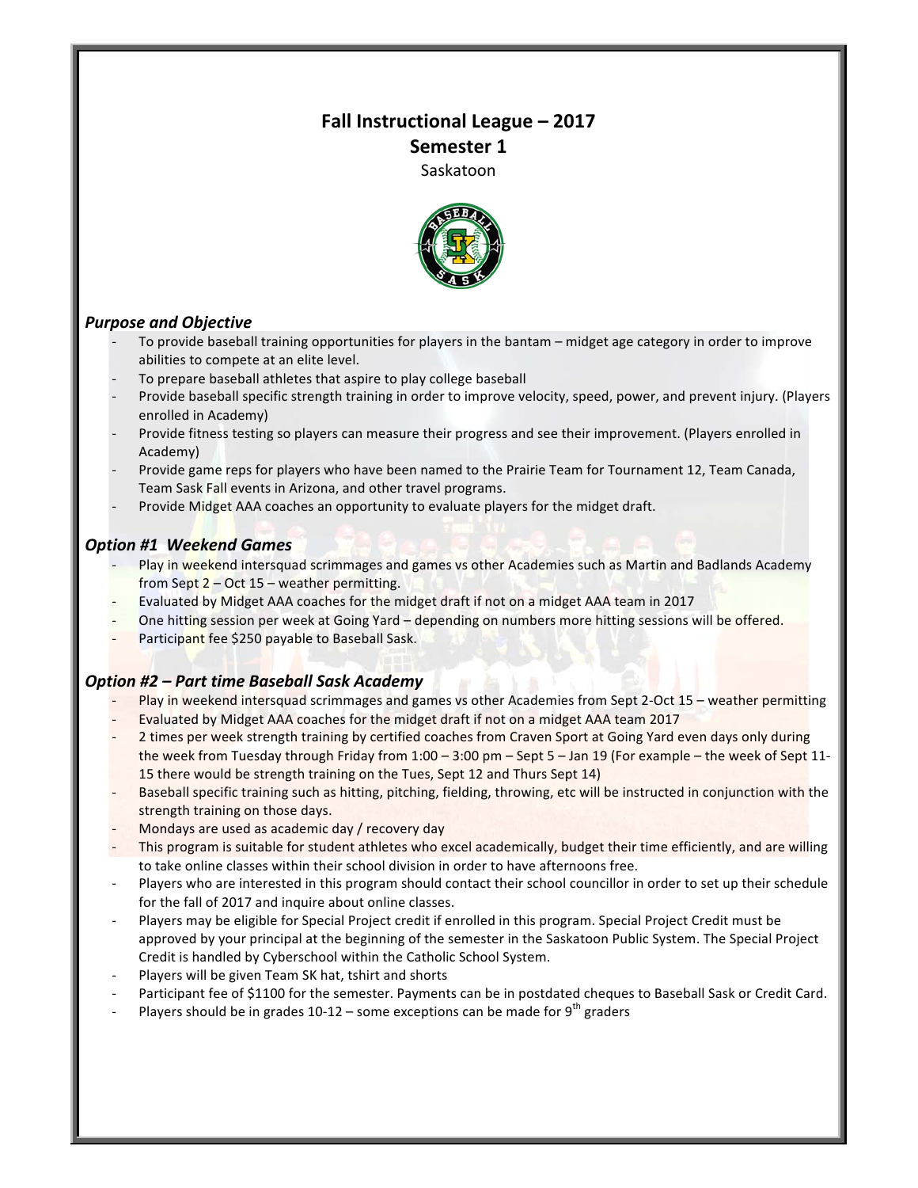# Fall Instructional League – 2017
## Semester 1
Saskatoon

### *Purpose and Objective*

- To provide baseball training opportunities for players in the bantam – midget age category in order to improve abilities to compete at an elite level.
- To prepare baseball athletes that aspire to play college baseball
- Provide baseball specific strength training in order to improve velocity, speed, power, and prevent injury. (Players enrolled in Academy)
- Provide fitness testing so players can measure their progress and see their improvement. (Players enrolled in Academy)
- Provide game reps for players who have been named to the Prairie Team for Tournament 12, Team Canada, Team Sask Fall events in Arizona, and other travel programs.
- Provide Midget AAA coaches an opportunity to evaluate players for the midget draft.

### *Option #1 Weekend Games*

- Play in weekend intersquad scrimmages and games vs other Academies such as Martin and Badlands Academy from Sept 2 – Oct 15 – weather permitting.
- Evaluated by Midget AAA coaches for the midget draft if not on a midget AAA team in 2017
- One hitting session per week at Going Yard – depending on numbers more hitting sessions will be offered.
- Participant fee $250 payable to Baseball Sask.

### *Option #2 – Part time Baseball Sask Academy*

- Play in weekend intersquad scrimmages and games vs other Academies from Sept 2-Oct 15 – weather permitting
- Evaluated by Midget AAA coaches for the midget draft if not on a midget AAA team 2017
- 2 times per week strength training by certified coaches from Craven Sport at Going Yard even days only during the week from Tuesday through Friday from 1:00 – 3:00 pm – Sept 5 – Jan 19 (For example – the week of Sept 11-15 there would be strength training on the Tues, Sept 12 and Thurs Sept 14)
- Baseball specific training such as hitting, pitching, fielding, throwing, etc will be instructed in conjunction with the strength training on those days.
- Mondays are used as academic day / recovery day
- This program is suitable for student athletes who excel academically, budget their time efficiently, and are willing to take online classes within their school division in order to have afternoons free.
- Players who are interested in this program should contact their school councillor in order to set up their schedule for the fall of 2017 and inquire about online classes.
- Players may be eligible for Special Project credit if enrolled in this program. Special Project Credit must be approved by your principal at the beginning of the semester in the Saskatoon Public System. The Special Project Credit is handled by Cyberschool within the Catholic School System.
- Players will be given Team SK hat, tshirt and shorts
- Participant fee of $1100 for the semester. Payments can be in postdated cheques to Baseball Sask or Credit Card.
- Players should be in grades 10-12 – some exceptions can be made for 9th graders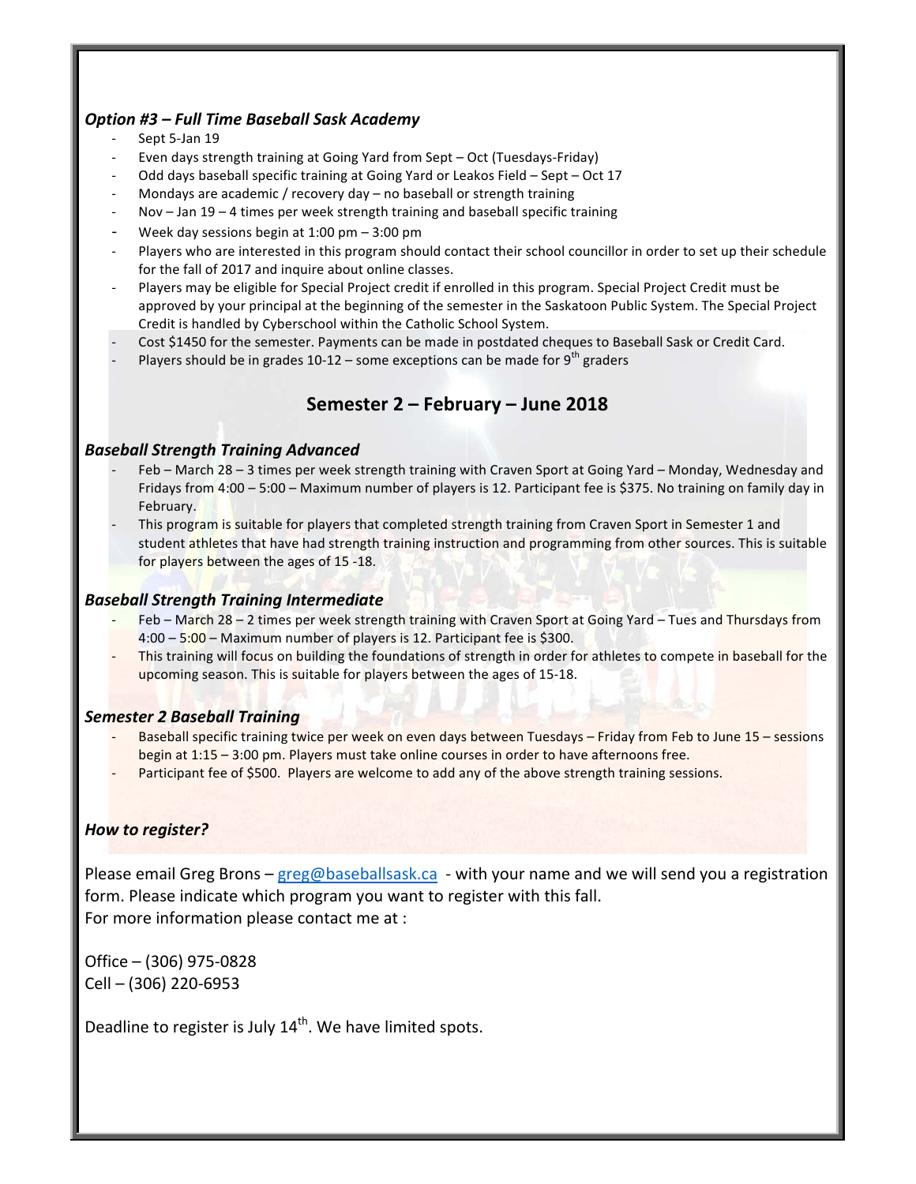### *Option #3 – Full Time Baseball Sask Academy*

- Sept 5-Jan 19
- Even days strength training at Going Yard from Sept – Oct (Tuesdays-Friday)
- Odd days baseball specific training at Going Yard or Leakos Field – Sept – Oct 17
- Mondays are academic / recovery day – no baseball or strength training
- Nov – Jan 19 – 4 times per week strength training and baseball specific training
- Week day sessions begin at 1:00 pm – 3:00 pm
- Players who are interested in this program should contact their school councillor in order to set up their schedule for the fall of 2017 and inquire about online classes.
- Players may be eligible for Special Project credit if enrolled in this program. Special Project Credit must be approved by your principal at the beginning of the semester in the Saskatoon Public System. The Special Project Credit is handled by Cyberschool within the Catholic School System.
- Cost $1450 for the semester. Payments can be made in postdated cheques to Baseball Sask or Credit Card.
- Players should be in grades 10-12 – some exceptions can be made for 9th graders

## Semester 2 – February – June 2018

### *Baseball Strength Training Advanced*

- Feb – March 28 – 3 times per week strength training with Craven Sport at Going Yard – Monday, Wednesday and Fridays from 4:00 – 5:00 – Maximum number of players is 12. Participant fee is $375. No training on family day in February.
- This program is suitable for players that completed strength training from Craven Sport in Semester 1 and student athletes that have had strength training instruction and programming from other sources. This is suitable for players between the ages of 15 -18.

### *Baseball Strength Training Intermediate*

- Feb – March 28 – 2 times per week strength training with Craven Sport at Going Yard – Tues and Thursdays from 4:00 – 5:00 – Maximum number of players is 12. Participant fee is $300.
- This training will focus on building the foundations of strength in order for athletes to compete in baseball for the upcoming season. This is suitable for players between the ages of 15-18.

### *Semester 2 Baseball Training*

- Baseball specific training twice per week on even days between Tuesdays – Friday from Feb to June 15 – sessions begin at 1:15 – 3:00 pm. Players must take online courses in order to have afternoons free.
- Participant fee of $500. Players are welcome to add any of the above strength training sessions.

### *How to register?*

Please email Greg Brons – greg@baseballsask.ca - with your name and we will send you a registration form. Please indicate which program you want to register with this fall.
For more information please contact me at :

Office – (306) 975-0828
Cell – (306) 220-6953

Deadline to register is July 14th. We have limited spots.